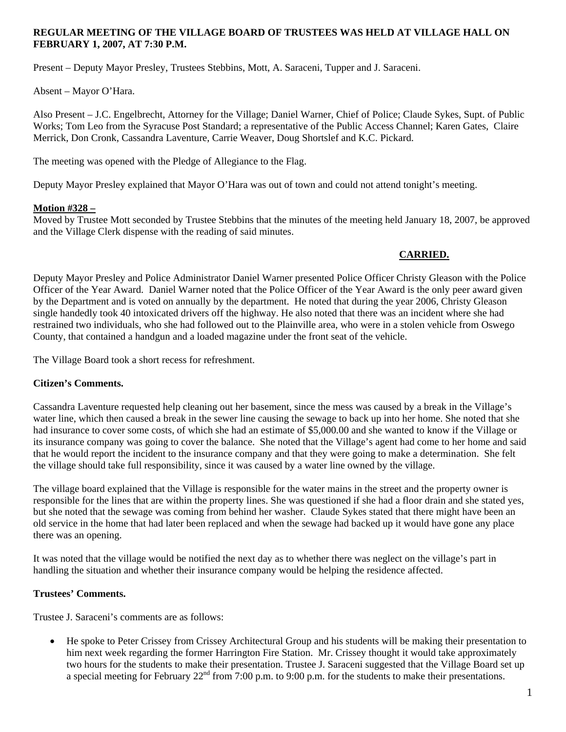**REGULAR MEETING OF THE VILLAGE BOARD OF TRUSTEES WAS HELD AT VILLAGE HALL ON FEBRUARY 1, 2007, AT 7:30 P.M.**

Present – Deputy Mayor Presley, Trustees Stebbins, Mott, A. Saraceni, Tupper and J. Saraceni.

Absent – Mayor O'Hara.

Also Present – J.C. Engelbrecht, Attorney for the Village; Daniel Warner, Chief of Police; Claude Sykes, Supt. of Public Works; Tom Leo from the Syracuse Post Standard; a representative of the Public Access Channel; Karen Gates, Claire Merrick, Don Cronk, Cassandra Laventure, Carrie Weaver, Doug Shortslef and K.C. Pickard.

The meeting was opened with the Pledge of Allegiance to the Flag.

Deputy Mayor Presley explained that Mayor O'Hara was out of town and could not attend tonight's meeting.

**Motion #328 –**
Moved by Trustee Mott seconded by Trustee Stebbins that the minutes of the meeting held January 18, 2007, be approved and the Village Clerk dispense with the reading of said minutes.

**CARRIED.**

Deputy Mayor Presley and Police Administrator Daniel Warner presented Police Officer Christy Gleason with the Police Officer of the Year Award. Daniel Warner noted that the Police Officer of the Year Award is the only peer award given by the Department and is voted on annually by the department. He noted that during the year 2006, Christy Gleason single handedly took 40 intoxicated drivers off the highway. He also noted that there was an incident where she had restrained two individuals, who she had followed out to the Plainville area, who were in a stolen vehicle from Oswego County, that contained a handgun and a loaded magazine under the front seat of the vehicle.

The Village Board took a short recess for refreshment.

**Citizen's Comments.**

Cassandra Laventure requested help cleaning out her basement, since the mess was caused by a break in the Village's water line, which then caused a break in the sewer line causing the sewage to back up into her home. She noted that she had insurance to cover some costs, of which she had an estimate of $5,000.00 and she wanted to know if the Village or its insurance company was going to cover the balance. She noted that the Village's agent had come to her home and said that he would report the incident to the insurance company and that they were going to make a determination. She felt the village should take full responsibility, since it was caused by a water line owned by the village.

The village board explained that the Village is responsible for the water mains in the street and the property owner is responsible for the lines that are within the property lines. She was questioned if she had a floor drain and she stated yes, but she noted that the sewage was coming from behind her washer. Claude Sykes stated that there might have been an old service in the home that had later been replaced and when the sewage had backed up it would have gone any place there was an opening.

It was noted that the village would be notified the next day as to whether there was neglect on the village's part in handling the situation and whether their insurance company would be helping the residence affected.

**Trustees' Comments.**

Trustee J. Saraceni's comments are as follows:

- He spoke to Peter Crissey from Crissey Architectural Group and his students will be making their presentation to him next week regarding the former Harrington Fire Station. Mr. Crissey thought it would take approximately two hours for the students to make their presentation. Trustee J. Saraceni suggested that the Village Board set up a special meeting for February 22nd from 7:00 p.m. to 9:00 p.m. for the students to make their presentations.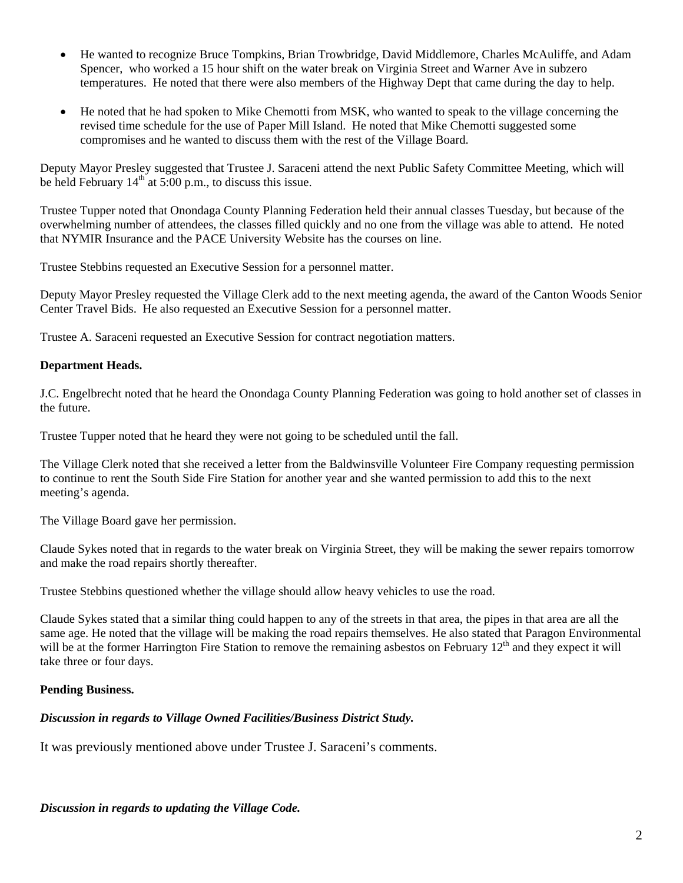- He wanted to recognize Bruce Tompkins, Brian Trowbridge, David Middlemore, Charles McAuliffe, and Adam Spencer, who worked a 15 hour shift on the water break on Virginia Street and Warner Ave in subzero temperatures. He noted that there were also members of the Highway Dept that came during the day to help.

- He noted that he had spoken to Mike Chemotti from MSK, who wanted to speak to the village concerning the revised time schedule for the use of Paper Mill Island. He noted that Mike Chemotti suggested some compromises and he wanted to discuss them with the rest of the Village Board.

Deputy Mayor Presley suggested that Trustee J. Saraceni attend the next Public Safety Committee Meeting, which will be held February 14th at 5:00 p.m., to discuss this issue.

Trustee Tupper noted that Onondaga County Planning Federation held their annual classes Tuesday, but because of the overwhelming number of attendees, the classes filled quickly and no one from the village was able to attend. He noted that NYMIR Insurance and the PACE University Website has the courses on line.

Trustee Stebbins requested an Executive Session for a personnel matter.

Deputy Mayor Presley requested the Village Clerk add to the next meeting agenda, the award of the Canton Woods Senior Center Travel Bids. He also requested an Executive Session for a personnel matter.

Trustee A. Saraceni requested an Executive Session for contract negotiation matters.

**Department Heads.**

J.C. Engelbrecht noted that he heard the Onondaga County Planning Federation was going to hold another set of classes in the future.

Trustee Tupper noted that he heard they were not going to be scheduled until the fall.

The Village Clerk noted that she received a letter from the Baldwinsville Volunteer Fire Company requesting permission to continue to rent the South Side Fire Station for another year and she wanted permission to add this to the next meeting's agenda.

The Village Board gave her permission.

Claude Sykes noted that in regards to the water break on Virginia Street, they will be making the sewer repairs tomorrow and make the road repairs shortly thereafter.

Trustee Stebbins questioned whether the village should allow heavy vehicles to use the road.

Claude Sykes stated that a similar thing could happen to any of the streets in that area, the pipes in that area are all the same age. He noted that the village will be making the road repairs themselves. He also stated that Paragon Environmental will be at the former Harrington Fire Station to remove the remaining asbestos on February 12th and they expect it will take three or four days.

**Pending Business.**

***Discussion in regards to Village Owned Facilities/Business District Study.***

It was previously mentioned above under Trustee J. Saraceni's comments.

***Discussion in regards to updating the Village Code.***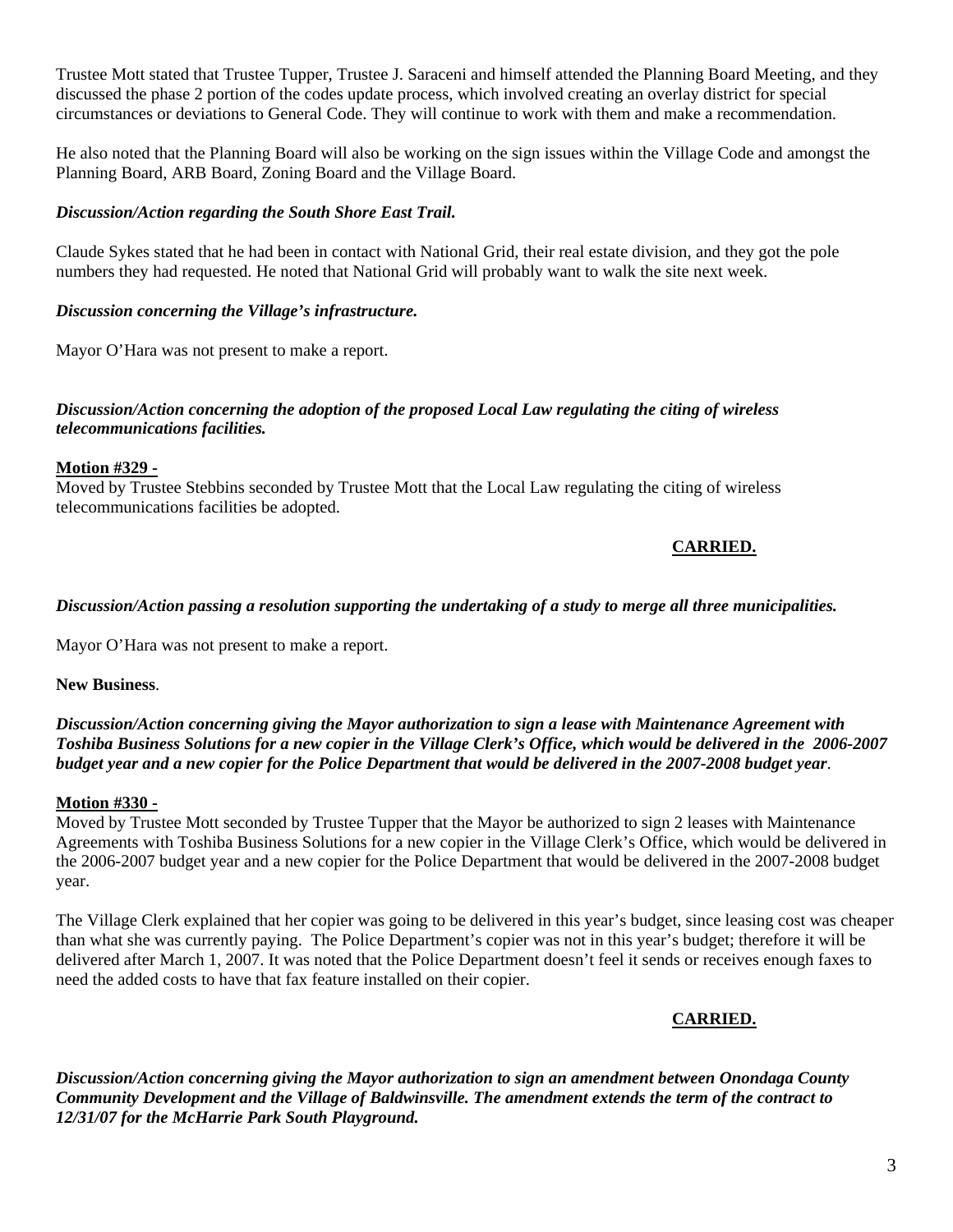Trustee Mott stated that Trustee Tupper, Trustee J. Saraceni and himself attended the Planning Board Meeting, and they discussed the phase 2 portion of the codes update process, which involved creating an overlay district for special circumstances or deviations to General Code. They will continue to work with them and make a recommendation.

He also noted that the Planning Board will also be working on the sign issues within the Village Code and amongst the Planning Board, ARB Board, Zoning Board and the Village Board.

***Discussion/Action regarding the South Shore East Trail.***

Claude Sykes stated that he had been in contact with National Grid, their real estate division, and they got the pole numbers they had requested. He noted that National Grid will probably want to walk the site next week.

***Discussion concerning the Village's infrastructure.***

Mayor O'Hara was not present to make a report.

***Discussion/Action concerning the adoption of the proposed Local Law regulating the citing of wireless telecommunications facilities.***

**Motion #329 -**
Moved by Trustee Stebbins seconded by Trustee Mott that the Local Law regulating the citing of wireless telecommunications facilities be adopted.

**CARRIED.**

***Discussion/Action passing a resolution supporting the undertaking of a study to merge all three municipalities.***

Mayor O'Hara was not present to make a report.

**New Business**.

***Discussion/Action concerning giving the Mayor authorization to sign a lease with Maintenance Agreement with Toshiba Business Solutions for a new copier in the Village Clerk's Office, which would be delivered in the 2006-2007 budget year and a new copier for the Police Department that would be delivered in the 2007-2008 budget year***.

**Motion #330 -**
Moved by Trustee Mott seconded by Trustee Tupper that the Mayor be authorized to sign 2 leases with Maintenance Agreements with Toshiba Business Solutions for a new copier in the Village Clerk's Office, which would be delivered in the 2006-2007 budget year and a new copier for the Police Department that would be delivered in the 2007-2008 budget year.

The Village Clerk explained that her copier was going to be delivered in this year's budget, since leasing cost was cheaper than what she was currently paying. The Police Department's copier was not in this year's budget; therefore it will be delivered after March 1, 2007. It was noted that the Police Department doesn't feel it sends or receives enough faxes to need the added costs to have that fax feature installed on their copier.

**CARRIED.**

***Discussion/Action concerning giving the Mayor authorization to sign an amendment between Onondaga County Community Development and the Village of Baldwinsville. The amendment extends the term of the contract to 12/31/07 for the McHarrie Park South Playground.***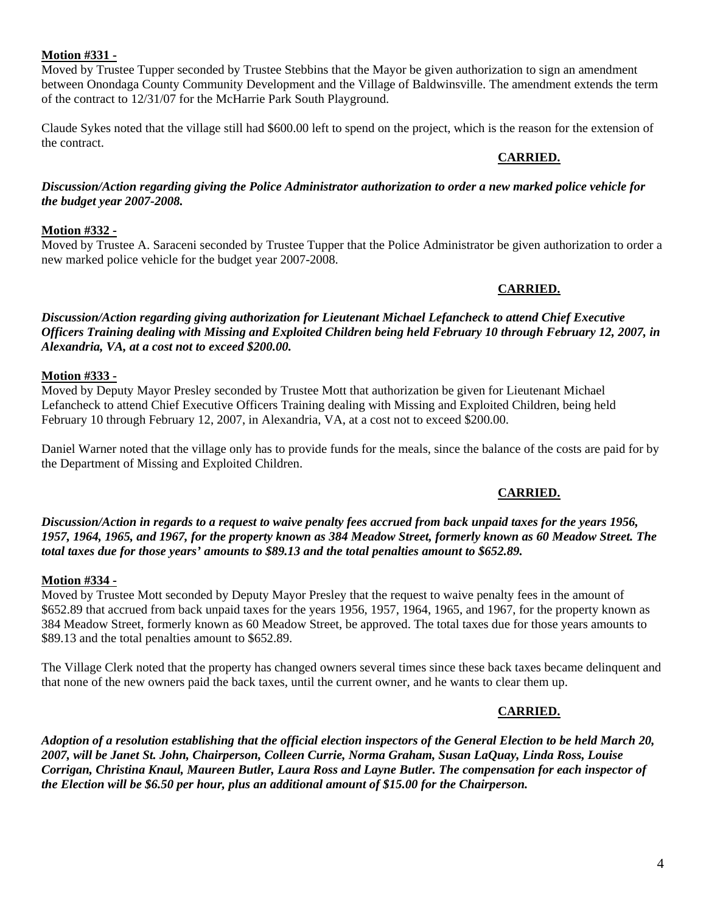**Motion #331 -**
Moved by Trustee Tupper seconded by Trustee Stebbins that the Mayor be given authorization to sign an amendment between Onondaga County Community Development and the Village of Baldwinsville. The amendment extends the term of the contract to 12/31/07 for the McHarrie Park South Playground.

Claude Sykes noted that the village still had $600.00 left to spend on the project, which is the reason for the extension of the contract.

**CARRIED.**

***Discussion/Action regarding giving the Police Administrator authorization to order a new marked police vehicle for the budget year 2007-2008.***

**Motion #332 -**
Moved by Trustee A. Saraceni seconded by Trustee Tupper that the Police Administrator be given authorization to order a new marked police vehicle for the budget year 2007-2008.

**CARRIED.**

***Discussion/Action regarding giving authorization for Lieutenant Michael Lefancheck to attend Chief Executive Officers Training dealing with Missing and Exploited Children being held February 10 through February 12, 2007, in Alexandria, VA, at a cost not to exceed $200.00.***

**Motion #333 -**
Moved by Deputy Mayor Presley seconded by Trustee Mott that authorization be given for Lieutenant Michael Lefancheck to attend Chief Executive Officers Training dealing with Missing and Exploited Children, being held February 10 through February 12, 2007, in Alexandria, VA, at a cost not to exceed $200.00.

Daniel Warner noted that the village only has to provide funds for the meals, since the balance of the costs are paid for by the Department of Missing and Exploited Children.

**CARRIED.**

***Discussion/Action in regards to a request to waive penalty fees accrued from back unpaid taxes for the years 1956, 1957, 1964, 1965, and 1967, for the property known as 384 Meadow Street, formerly known as 60 Meadow Street. The total taxes due for those years' amounts to $89.13 and the total penalties amount to $652.89.***

**Motion #334 -**
Moved by Trustee Mott seconded by Deputy Mayor Presley that the request to waive penalty fees in the amount of $652.89 that accrued from back unpaid taxes for the years 1956, 1957, 1964, 1965, and 1967, for the property known as 384 Meadow Street, formerly known as 60 Meadow Street, be approved. The total taxes due for those years amounts to $89.13 and the total penalties amount to $652.89.

The Village Clerk noted that the property has changed owners several times since these back taxes became delinquent and that none of the new owners paid the back taxes, until the current owner, and he wants to clear them up.

**CARRIED.**

***Adoption of a resolution establishing that the official election inspectors of the General Election to be held March 20, 2007, will be Janet St. John, Chairperson, Colleen Currie, Norma Graham, Susan LaQuay, Linda Ross, Louise Corrigan, Christina Knaul, Maureen Butler, Laura Ross and Layne Butler. The compensation for each inspector of the Election will be $6.50 per hour, plus an additional amount of $15.00 for the Chairperson.***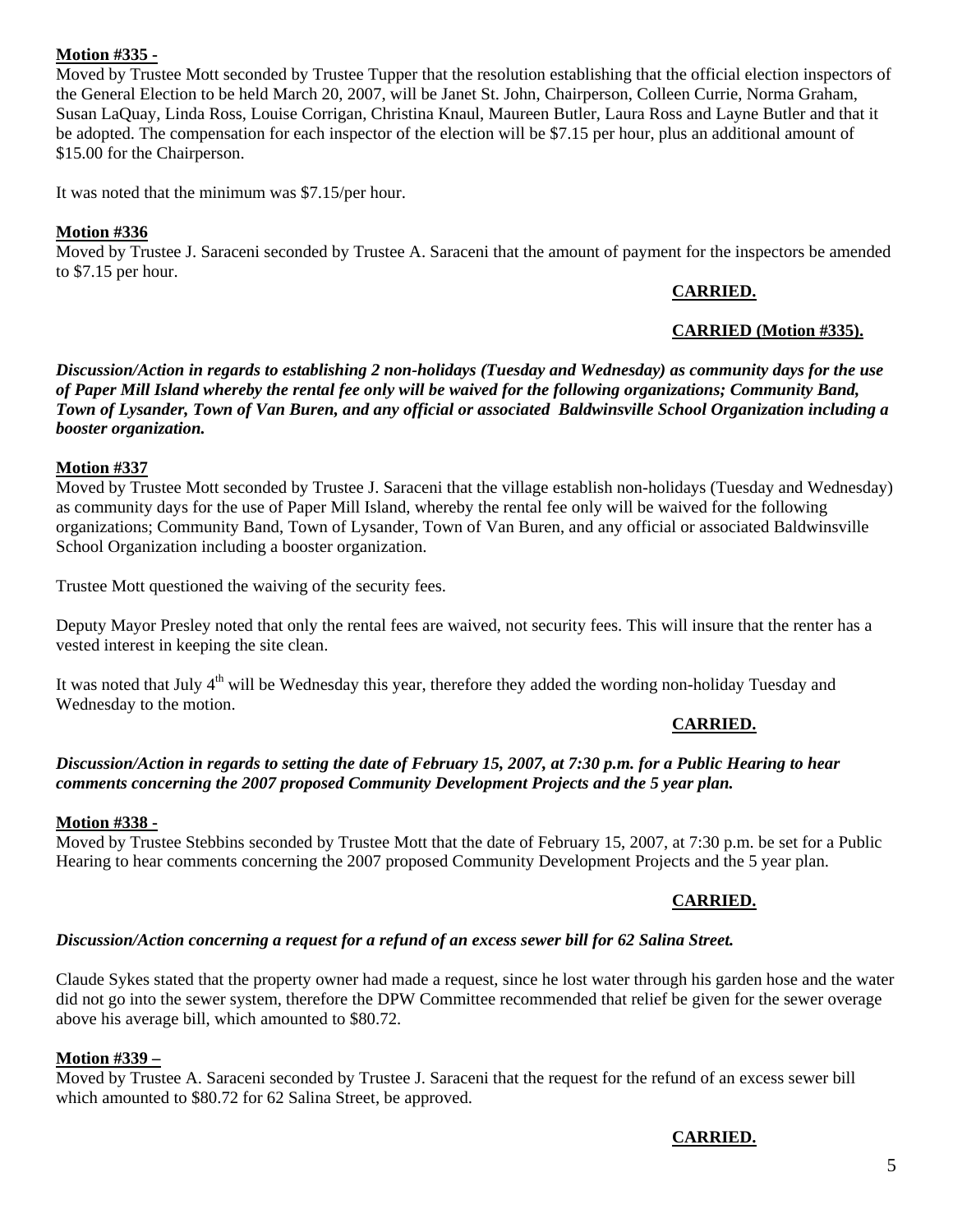**Motion #335 -**

Moved by Trustee Mott seconded by Trustee Tupper that the resolution establishing that the official election inspectors of the General Election to be held March 20, 2007, will be Janet St. John, Chairperson, Colleen Currie, Norma Graham, Susan LaQuay, Linda Ross, Louise Corrigan, Christina Knaul, Maureen Butler, Laura Ross and Layne Butler and that it be adopted. The compensation for each inspector of the election will be $7.15 per hour, plus an additional amount of $15.00 for the Chairperson.

It was noted that the minimum was $7.15/per hour.

**Motion #336**

Moved by Trustee J. Saraceni seconded by Trustee A. Saraceni that the amount of payment for the inspectors be amended to $7.15 per hour.

**CARRIED.**

**CARRIED (Motion #335).**

***Discussion/Action in regards to establishing 2 non-holidays (Tuesday and Wednesday) as community days for the use of Paper Mill Island whereby the rental fee only will be waived for the following organizations; Community Band, Town of Lysander, Town of Van Buren, and any official or associated Baldwinsville School Organization including a booster organization.***

**Motion #337**

Moved by Trustee Mott seconded by Trustee J. Saraceni that the village establish non-holidays (Tuesday and Wednesday) as community days for the use of Paper Mill Island, whereby the rental fee only will be waived for the following organizations; Community Band, Town of Lysander, Town of Van Buren, and any official or associated Baldwinsville School Organization including a booster organization.

Trustee Mott questioned the waiving of the security fees.

Deputy Mayor Presley noted that only the rental fees are waived, not security fees. This will insure that the renter has a vested interest in keeping the site clean.

It was noted that July 4th will be Wednesday this year, therefore they added the wording non-holiday Tuesday and Wednesday to the motion.

**CARRIED.**

***Discussion/Action in regards to setting the date of February 15, 2007, at 7:30 p.m. for a Public Hearing to hear comments concerning the 2007 proposed Community Development Projects and the 5 year plan.***

**Motion #338 -**

Moved by Trustee Stebbins seconded by Trustee Mott that the date of February 15, 2007, at 7:30 p.m. be set for a Public Hearing to hear comments concerning the 2007 proposed Community Development Projects and the 5 year plan.

**CARRIED.**

***Discussion/Action concerning a request for a refund of an excess sewer bill for 62 Salina Street.***

Claude Sykes stated that the property owner had made a request, since he lost water through his garden hose and the water did not go into the sewer system, therefore the DPW Committee recommended that relief be given for the sewer overage above his average bill, which amounted to $80.72.

**Motion #339 –**

Moved by Trustee A. Saraceni seconded by Trustee J. Saraceni that the request for the refund of an excess sewer bill which amounted to $80.72 for 62 Salina Street, be approved.

**CARRIED.**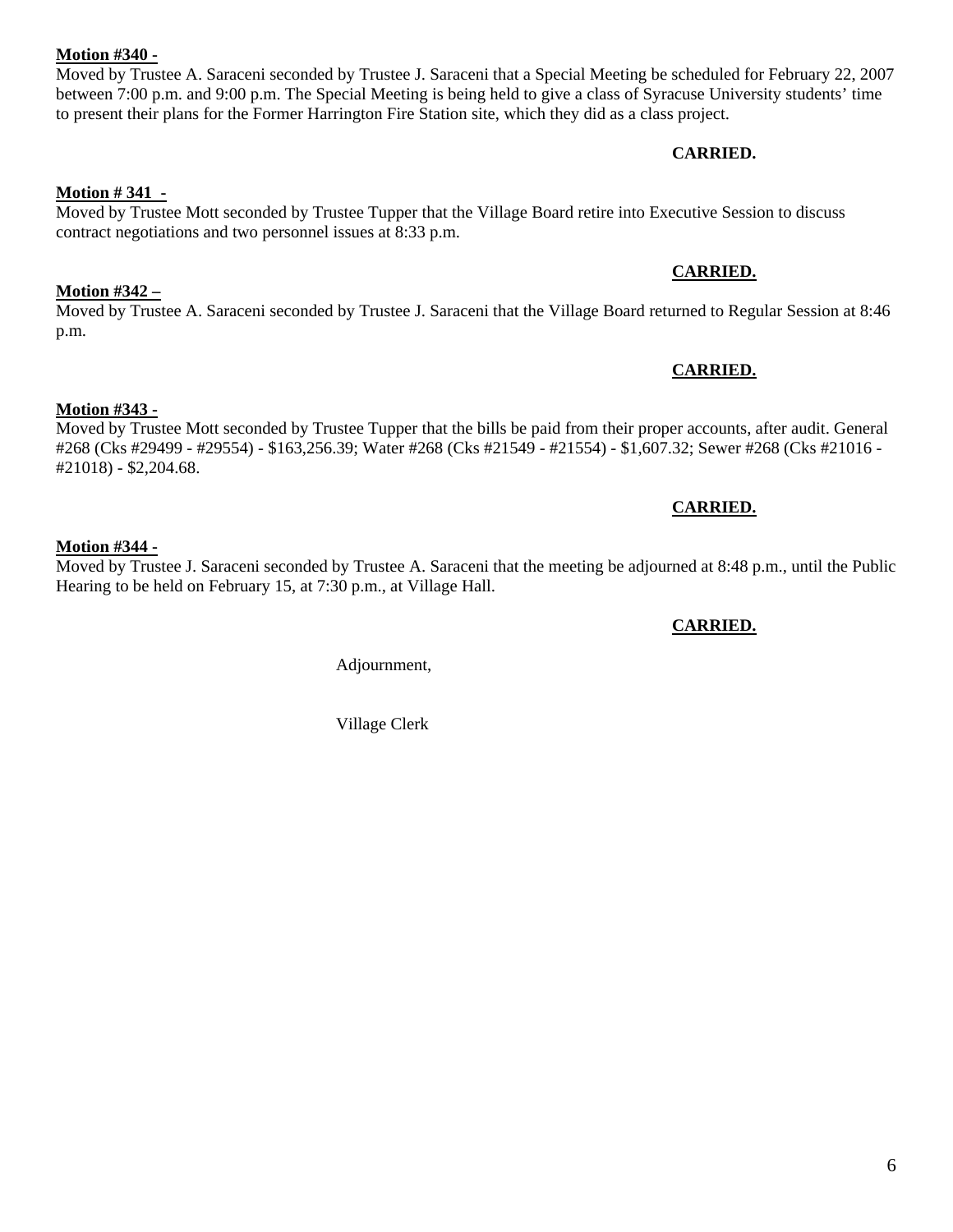**Motion #340 -**

Moved by Trustee A. Saraceni seconded by Trustee J. Saraceni that a Special Meeting be scheduled for February 22, 2007 between 7:00 p.m. and 9:00 p.m. The Special Meeting is being held to give a class of Syracuse University students' time to present their plans for the Former Harrington Fire Station site, which they did as a class project.

**CARRIED.**

**Motion # 341 -**

Moved by Trustee Mott seconded by Trustee Tupper that the Village Board retire into Executive Session to discuss contract negotiations and two personnel issues at 8:33 p.m.

**CARRIED.**

**Motion #342 –**

Moved by Trustee A. Saraceni seconded by Trustee J. Saraceni that the Village Board returned to Regular Session at 8:46 p.m.

**CARRIED.**

**Motion #343 -**

Moved by Trustee Mott seconded by Trustee Tupper that the bills be paid from their proper accounts, after audit. General #268 (Cks #29499 - #29554) - $163,256.39; Water #268 (Cks #21549 - #21554) - $1,607.32; Sewer #268 (Cks #21016 - #21018) - $2,204.68.

**CARRIED.**

**Motion #344 -**

Moved by Trustee J. Saraceni seconded by Trustee A. Saraceni that the meeting be adjourned at 8:48 p.m., until the Public Hearing to be held on February 15, at 7:30 p.m., at Village Hall.

**CARRIED.**

Adjournment,

Village Clerk